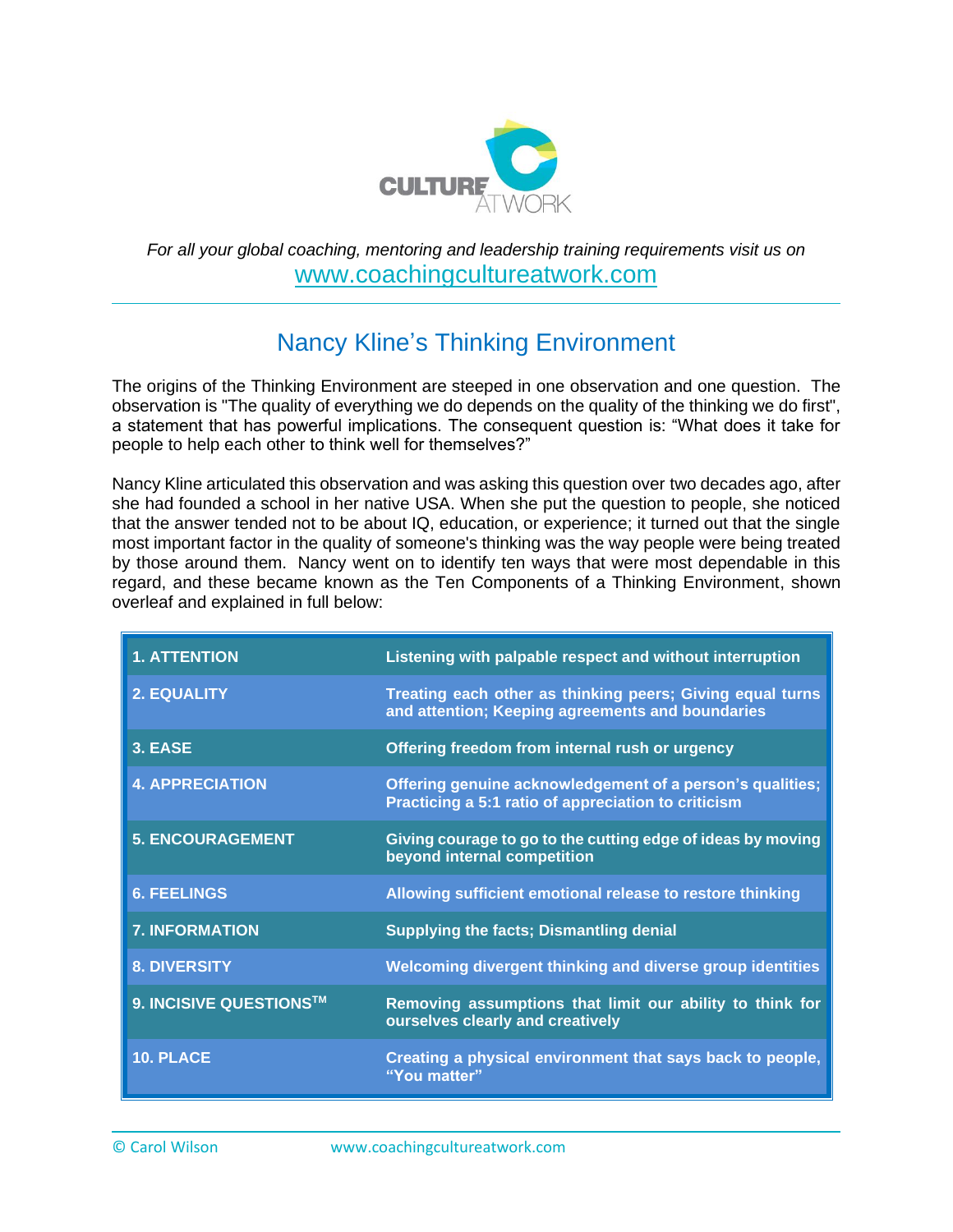*For all your global coaching, mentoring and leadership training requirements visit us on*
[www.coachingcultureatwork.com](http://www.coachingcultureatwork.com)

---

# Nancy Kline's Thinking Environment

The origins of the Thinking Environment are steeped in one observation and one question. The observation is "The quality of everything we do depends on the quality of the thinking we do first", a statement that has powerful implications. The consequent question is: "What does it take for people to help each other to think well for themselves?"

Nancy Kline articulated this observation and was asking this question over two decades ago, after she had founded a school in her native USA. When she put the question to people, she noticed that the answer tended not to be about IQ, education, or experience; it turned out that the single most important factor in the quality of someone's thinking was the way people were being treated by those around them. Nancy went on to identify ten ways that were most dependable in this regard, and these became known as the Ten Components of a Thinking Environment, shown overleaf and explained in full below:

| | |
|---|---|
| **1. ATTENTION** | **Listening with palpable respect and without interruption** |
| **2. EQUALITY** | **Treating each other as thinking peers; Giving equal turns and attention; Keeping agreements and boundaries** |
| **3. EASE** | **Offering freedom from internal rush or urgency** |
| **4. APPRECIATION** | **Offering genuine acknowledgement of a person's qualities; Practicing a 5:1 ratio of appreciation to criticism** |
| **5. ENCOURAGEMENT** | **Giving courage to go to the cutting edge of ideas by moving beyond internal competition** |
| **6. FEELINGS** | **Allowing sufficient emotional release to restore thinking** |
| **7. INFORMATION** | **Supplying the facts; Dismantling denial** |
| **8. DIVERSITY** | **Welcoming divergent thinking and diverse group identities** |
| **9. INCISIVE QUESTIONS™** | **Removing assumptions that limit our ability to think for ourselves clearly and creatively** |
| **10. PLACE** | **Creating a physical environment that says back to people, "You matter"** |

© Carol Wilson www.coachingcultureatwork.com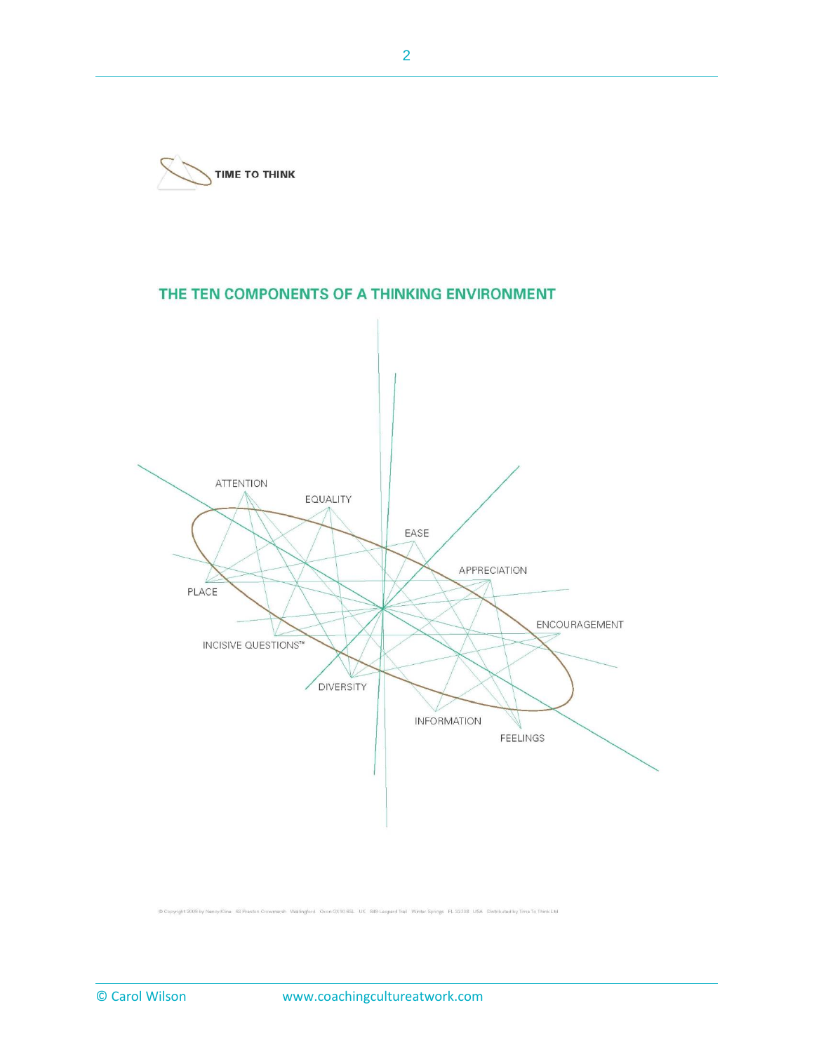TIME TO THINK

## THE TEN COMPONENTS OF A THINKING ENVIRONMENT

ATTENTION

EQUALITY

EASE

APPRECIATION

ENCOURAGEMENT

FEELINGS

INFORMATION

DIVERSITY

INCISIVE QUESTIONS™

PLACE

© Copyright 2009 by Nancy Kline · 63 Preston Crowmarsh · Wallingford · Oxon OX10 6SL · UK · 849 Leopard Trail · Winter Springs · FL 32708 · USA · Distributed by Time To Think Ltd

© Carol Wilson www.coachingcultureatwork.com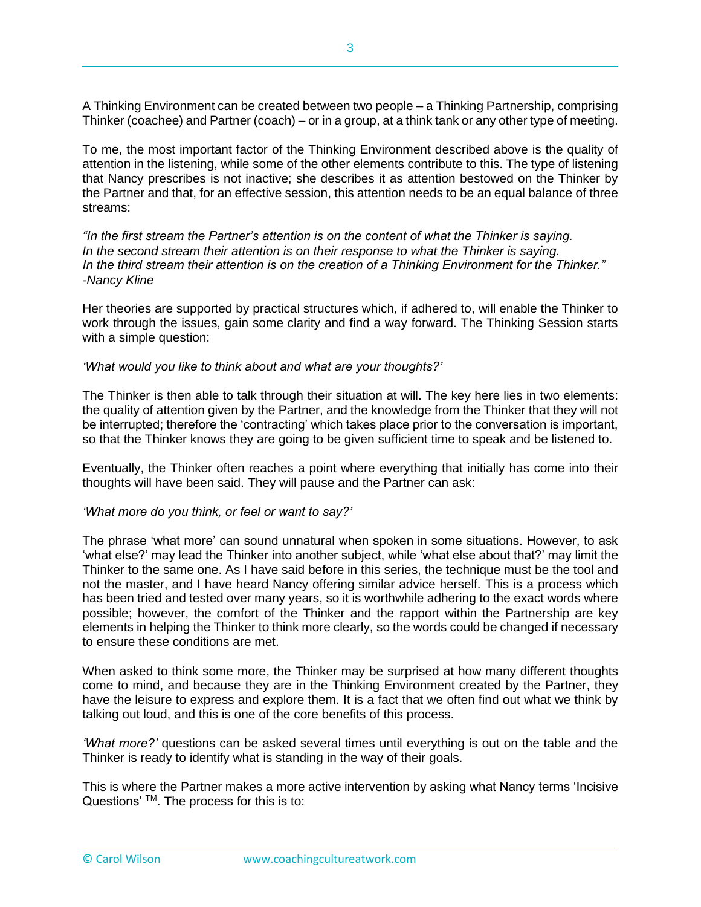A Thinking Environment can be created between two people – a Thinking Partnership, comprising Thinker (coachee) and Partner (coach) – or in a group, at a think tank or any other type of meeting.

To me, the most important factor of the Thinking Environment described above is the quality of attention in the listening, while some of the other elements contribute to this. The type of listening that Nancy prescribes is not inactive; she describes it as attention bestowed on the Thinker by the Partner and that, for an effective session, this attention needs to be an equal balance of three streams:

*"In the first stream the Partner's attention is on the content of what the Thinker is saying.*
*In the second stream their attention is on their response to what the Thinker is saying.*
*In the third stream their attention is on the creation of a Thinking Environment for the Thinker."*
*-Nancy Kline*

Her theories are supported by practical structures which, if adhered to, will enable the Thinker to work through the issues, gain some clarity and find a way forward. The Thinking Session starts with a simple question:

*'What would you like to think about and what are your thoughts?'*

The Thinker is then able to talk through their situation at will. The key here lies in two elements: the quality of attention given by the Partner, and the knowledge from the Thinker that they will not be interrupted; therefore the 'contracting' which takes place prior to the conversation is important, so that the Thinker knows they are going to be given sufficient time to speak and be listened to.

Eventually, the Thinker often reaches a point where everything that initially has come into their thoughts will have been said. They will pause and the Partner can ask:

*'What more do you think, or feel or want to say?'*

The phrase 'what more' can sound unnatural when spoken in some situations. However, to ask 'what else?' may lead the Thinker into another subject, while 'what else about that?' may limit the Thinker to the same one. As I have said before in this series, the technique must be the tool and not the master, and I have heard Nancy offering similar advice herself. This is a process which has been tried and tested over many years, so it is worthwhile adhering to the exact words where possible; however, the comfort of the Thinker and the rapport within the Partnership are key elements in helping the Thinker to think more clearly, so the words could be changed if necessary to ensure these conditions are met.

When asked to think some more, the Thinker may be surprised at how many different thoughts come to mind, and because they are in the Thinking Environment created by the Partner, they have the leisure to express and explore them. It is a fact that we often find out what we think by talking out loud, and this is one of the core benefits of this process.

*'What more?'* questions can be asked several times until everything is out on the table and the Thinker is ready to identify what is standing in the way of their goals.

This is where the Partner makes a more active intervention by asking what Nancy terms 'Incisive Questions' ™. The process for this is to: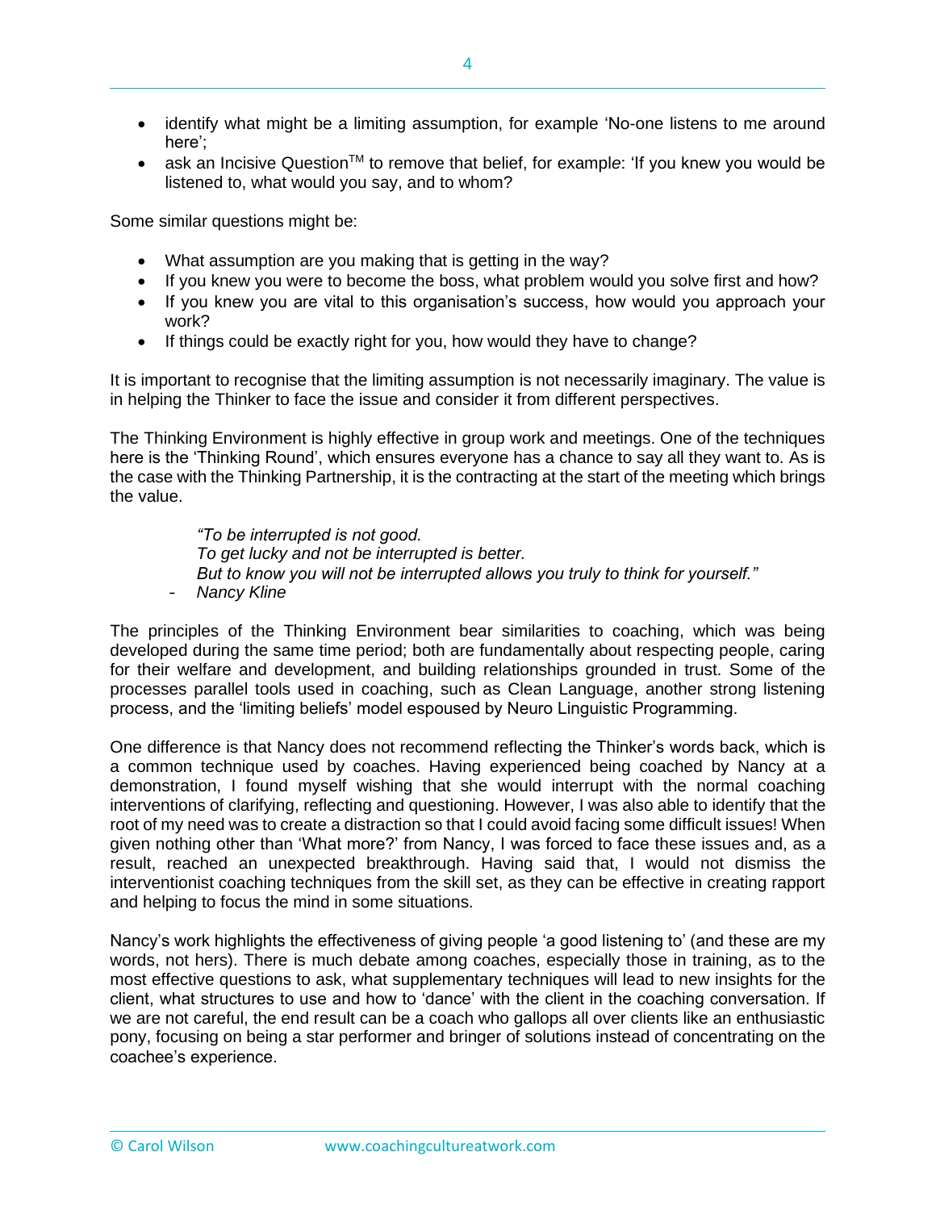- identify what might be a limiting assumption, for example 'No-one listens to me around here';
- ask an Incisive Question[TM] to remove that belief, for example: 'If you knew you would be listened to, what would you say, and to whom?

Some similar questions might be:

- What assumption are you making that is getting in the way?
- If you knew you were to become the boss, what problem would you solve first and how?
- If you knew you are vital to this organisation's success, how would you approach your work?
- If things could be exactly right for you, how would they have to change?

It is important to recognise that the limiting assumption is not necessarily imaginary. The value is in helping the Thinker to face the issue and consider it from different perspectives.

The Thinking Environment is highly effective in group work and meetings. One of the techniques here is the 'Thinking Round', which ensures everyone has a chance to say all they want to. As is the case with the Thinking Partnership, it is the contracting at the start of the meeting which brings the value.

> *"To be interrupted is not good.*
> *To get lucky and not be interrupted is better.*
> *But to know you will not be interrupted allows you truly to think for yourself."*
> \- *Nancy Kline*

The principles of the Thinking Environment bear similarities to coaching, which was being developed during the same time period; both are fundamentally about respecting people, caring for their welfare and development, and building relationships grounded in trust. Some of the processes parallel tools used in coaching, such as Clean Language, another strong listening process, and the 'limiting beliefs' model espoused by Neuro Linguistic Programming.

One difference is that Nancy does not recommend reflecting the Thinker's words back, which is a common technique used by coaches. Having experienced being coached by Nancy at a demonstration, I found myself wishing that she would interrupt with the normal coaching interventions of clarifying, reflecting and questioning. However, I was also able to identify that the root of my need was to create a distraction so that I could avoid facing some difficult issues! When given nothing other than 'What more?' from Nancy, I was forced to face these issues and, as a result, reached an unexpected breakthrough. Having said that, I would not dismiss the interventionist coaching techniques from the skill set, as they can be effective in creating rapport and helping to focus the mind in some situations.

Nancy's work highlights the effectiveness of giving people 'a good listening to' (and these are my words, not hers). There is much debate among coaches, especially those in training, as to the most effective questions to ask, what supplementary techniques will lead to new insights for the client, what structures to use and how to 'dance' with the client in the coaching conversation. If we are not careful, the end result can be a coach who gallops all over clients like an enthusiastic pony, focusing on being a star performer and bringer of solutions instead of concentrating on the coachee's experience.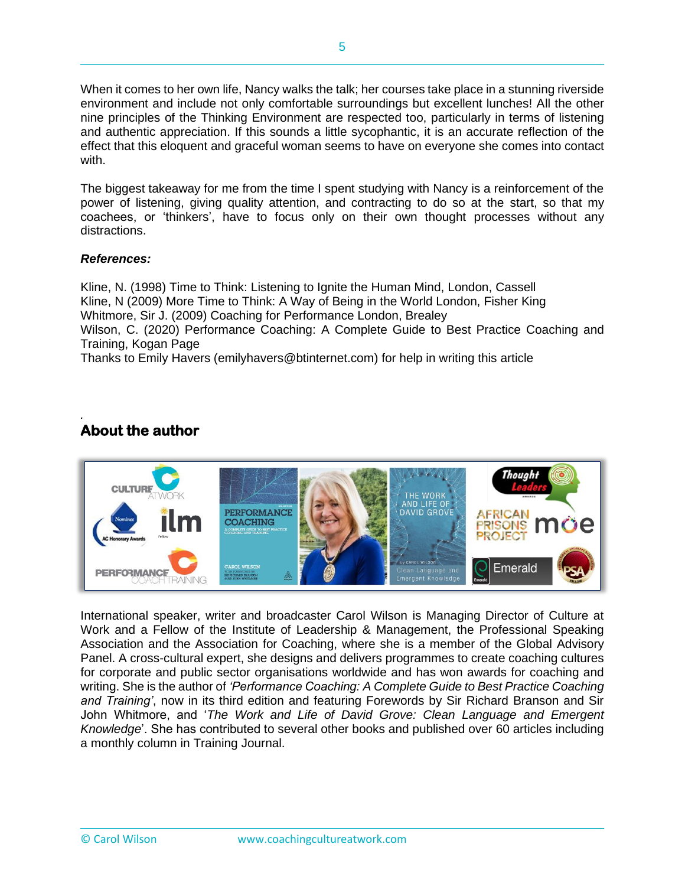When it comes to her own life, Nancy walks the talk; her courses take place in a stunning riverside environment and include not only comfortable surroundings but excellent lunches! All the other nine principles of the Thinking Environment are respected too, particularly in terms of listening and authentic appreciation. If this sounds a little sycophantic, it is an accurate reflection of the effect that this eloquent and graceful woman seems to have on everyone she comes into contact with.

The biggest takeaway for me from the time I spent studying with Nancy is a reinforcement of the power of listening, giving quality attention, and contracting to do so at the start, so that my coachees, or 'thinkers', have to focus only on their own thought processes without any distractions.

***References:***

Kline, N. (1998) Time to Think: Listening to Ignite the Human Mind, London, Cassell
Kline, N (2009) More Time to Think: A Way of Being in the World London, Fisher King
Whitmore, Sir J. (2009) Coaching for Performance London, Brealey
Wilson, C. (2020) Performance Coaching: A Complete Guide to Best Practice Coaching and Training, Kogan Page
Thanks to Emily Havers (emilyhavers@btinternet.com) for help in writing this article

## About the author

International speaker, writer and broadcaster Carol Wilson is Managing Director of Culture at Work and a Fellow of the Institute of Leadership & Management, the Professional Speaking Association and the Association for Coaching, where she is a member of the Global Advisory Panel. A cross-cultural expert, she designs and delivers programmes to create coaching cultures for corporate and public sector organisations worldwide and has won awards for coaching and writing. She is the author of *'Performance Coaching: A Complete Guide to Best Practice Coaching and Training'*, now in its third edition and featuring Forewords by Sir Richard Branson and Sir John Whitmore, and '*The Work and Life of David Grove: Clean Language and Emergent Knowledge*'. She has contributed to several other books and published over 60 articles including a monthly column in Training Journal.